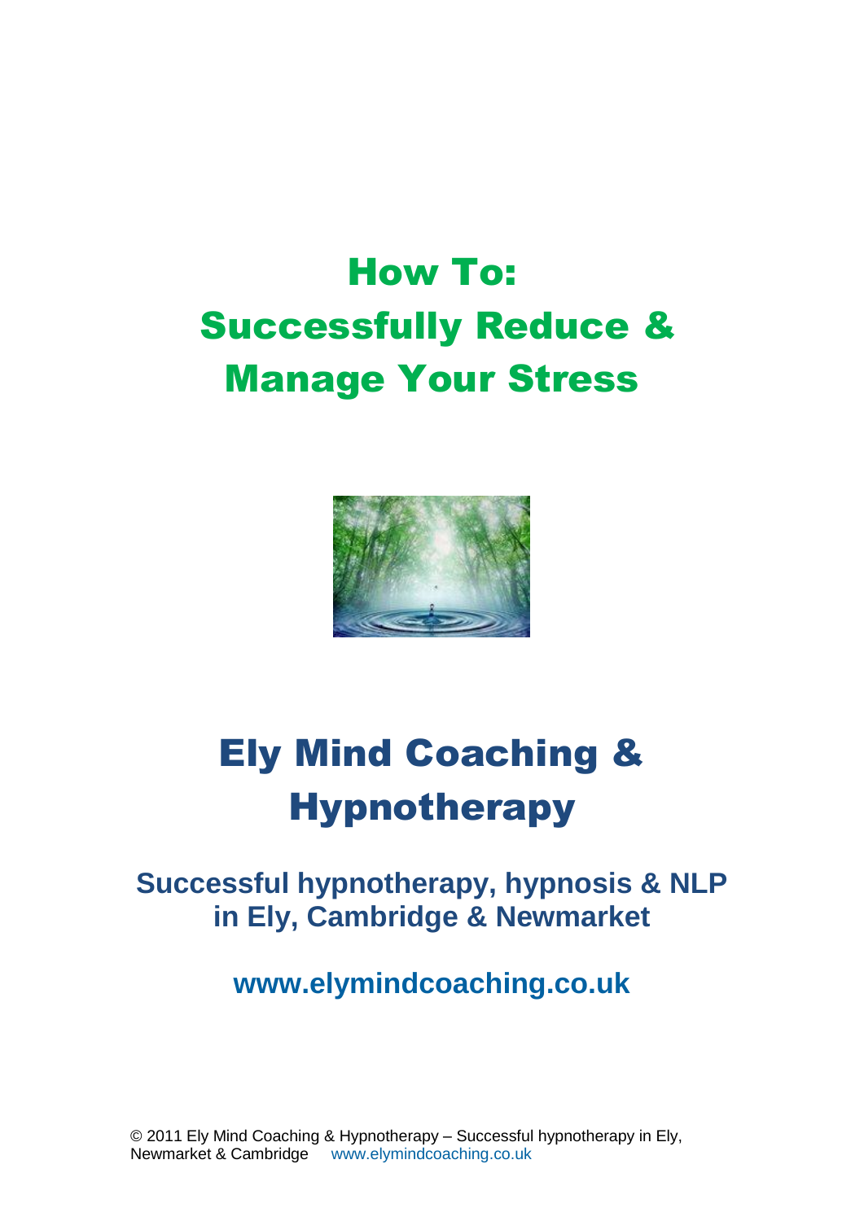# How To: Successfully Reduce & Manage Your Stress

## Ely Mind Coaching & Hypnotherapy

**Successful hypnotherapy, hypnosis & NLP in Ely, Cambridge & Newmarket**

**www.elymindcoaching.co.uk**

© 2011 Ely Mind Coaching & Hypnotherapy – Successful hypnotherapy in Ely, Newmarket & Cambridge www.elymindcoaching.co.uk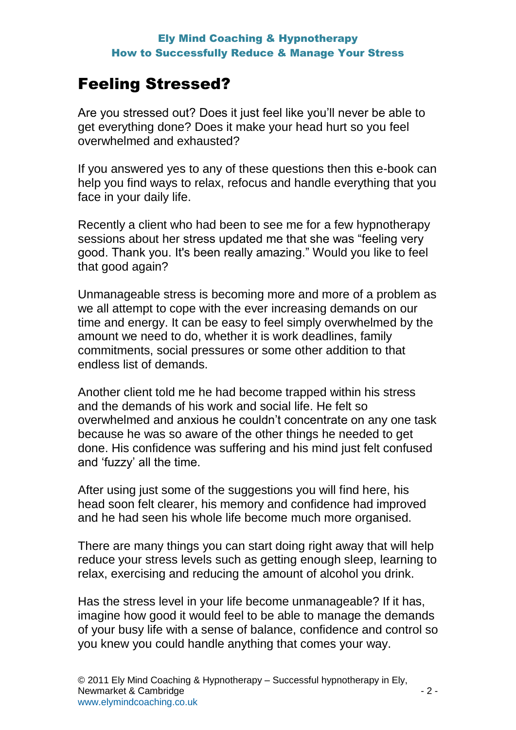# Feeling Stressed?

Are you stressed out? Does it just feel like you'll never be able to get everything done? Does it make your head hurt so you feel overwhelmed and exhausted?

If you answered yes to any of these questions then this e-book can help you find ways to relax, refocus and handle everything that you face in your daily life.

Recently a client who had been to see me for a few hypnotherapy sessions about her stress updated me that she was "feeling very good. Thank you. It's been really amazing." Would you like to feel that good again?

Unmanageable stress is becoming more and more of a problem as we all attempt to cope with the ever increasing demands on our time and energy. It can be easy to feel simply overwhelmed by the amount we need to do, whether it is work deadlines, family commitments, social pressures or some other addition to that endless list of demands.

Another client told me he had become trapped within his stress and the demands of his work and social life. He felt so overwhelmed and anxious he couldn't concentrate on any one task because he was so aware of the other things he needed to get done. His confidence was suffering and his mind just felt confused and 'fuzzy' all the time.

After using just some of the suggestions you will find here, his head soon felt clearer, his memory and confidence had improved and he had seen his whole life become much more organised.

There are many things you can start doing right away that will help reduce your stress levels such as getting enough sleep, learning to relax, exercising and reducing the amount of alcohol you drink.

Has the stress level in your life become unmanageable? If it has, imagine how good it would feel to be able to manage the demands of your busy life with a sense of balance, confidence and control so you knew you could handle anything that comes your way.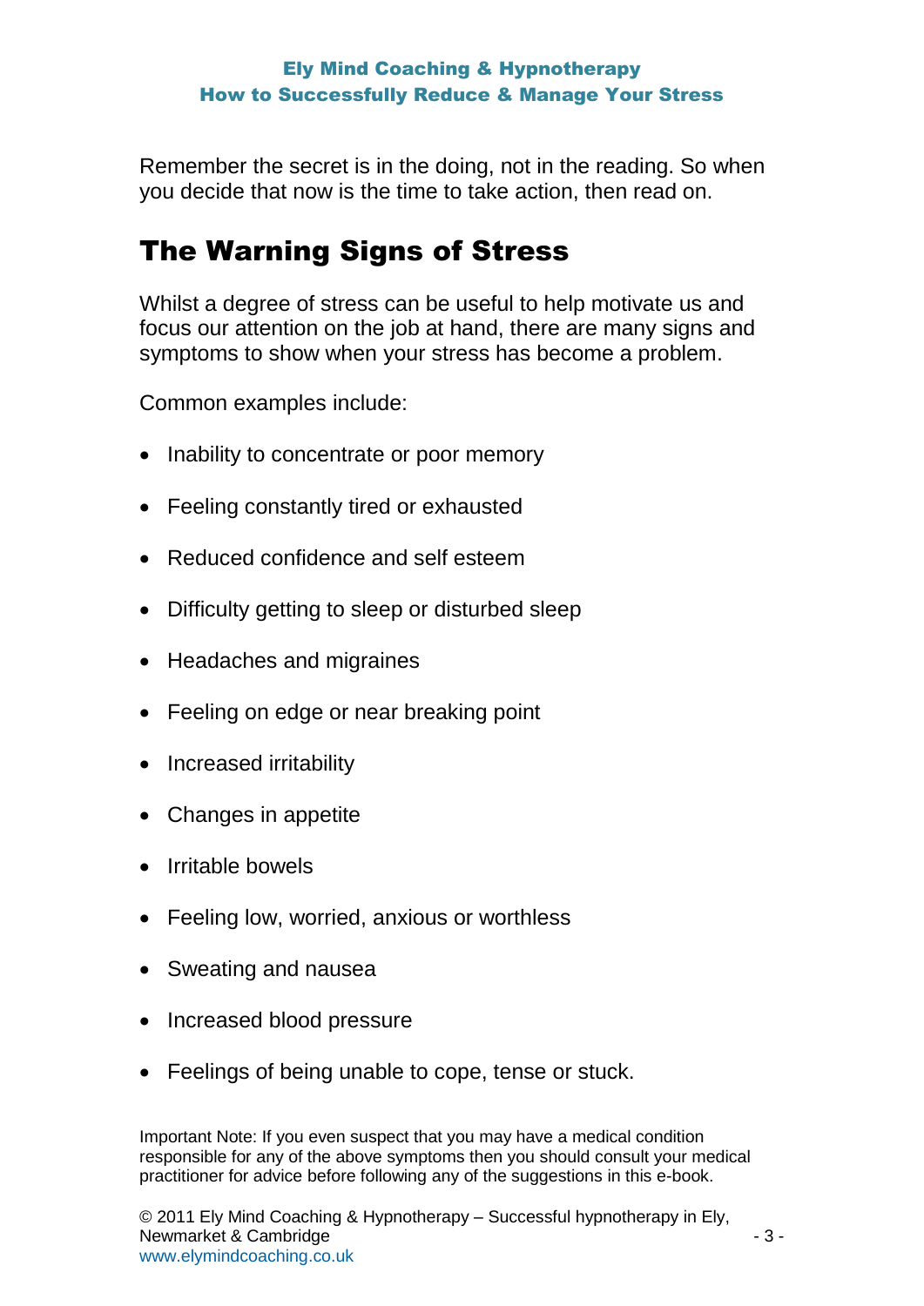Remember the secret is in the doing, not in the reading. So when you decide that now is the time to take action, then read on.

## The Warning Signs of Stress

Whilst a degree of stress can be useful to help motivate us and focus our attention on the job at hand, there are many signs and symptoms to show when your stress has become a problem.

Common examples include:

- Inability to concentrate or poor memory
- Feeling constantly tired or exhausted
- Reduced confidence and self esteem
- Difficulty getting to sleep or disturbed sleep
- Headaches and migraines
- Feeling on edge or near breaking point
- Increased irritability
- Changes in appetite
- Irritable bowels
- Feeling low, worried, anxious or worthless
- Sweating and nausea
- Increased blood pressure
- Feelings of being unable to cope, tense or stuck.

Important Note: If you even suspect that you may have a medical condition responsible for any of the above symptoms then you should consult your medical practitioner for advice before following any of the suggestions in this e-book.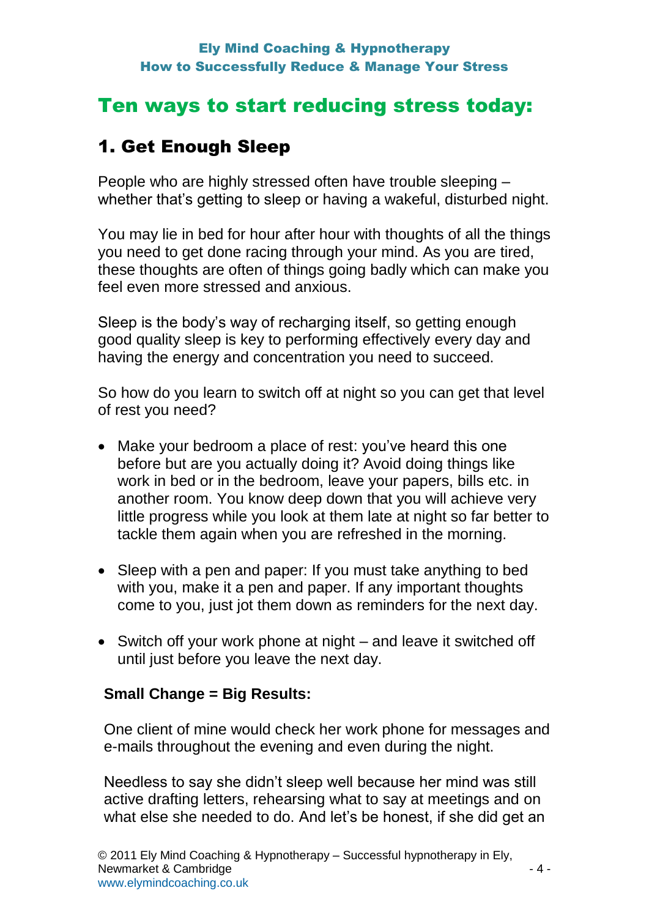# Ten ways to start reducing stress today:

## 1. Get Enough Sleep

People who are highly stressed often have trouble sleeping – whether that's getting to sleep or having a wakeful, disturbed night.

You may lie in bed for hour after hour with thoughts of all the things you need to get done racing through your mind. As you are tired, these thoughts are often of things going badly which can make you feel even more stressed and anxious.

Sleep is the body's way of recharging itself, so getting enough good quality sleep is key to performing effectively every day and having the energy and concentration you need to succeed.

So how do you learn to switch off at night so you can get that level of rest you need?

- Make your bedroom a place of rest: you've heard this one before but are you actually doing it? Avoid doing things like work in bed or in the bedroom, leave your papers, bills etc. in another room. You know deep down that you will achieve very little progress while you look at them late at night so far better to tackle them again when you are refreshed in the morning.
- Sleep with a pen and paper: If you must take anything to bed with you, make it a pen and paper. If any important thoughts come to you, just jot them down as reminders for the next day.
- Switch off your work phone at night – and leave it switched off until just before you leave the next day.

**Small Change = Big Results:**

One client of mine would check her work phone for messages and e-mails throughout the evening and even during the night.

Needless to say she didn't sleep well because her mind was still active drafting letters, rehearsing what to say at meetings and on what else she needed to do. And let's be honest, if she did get an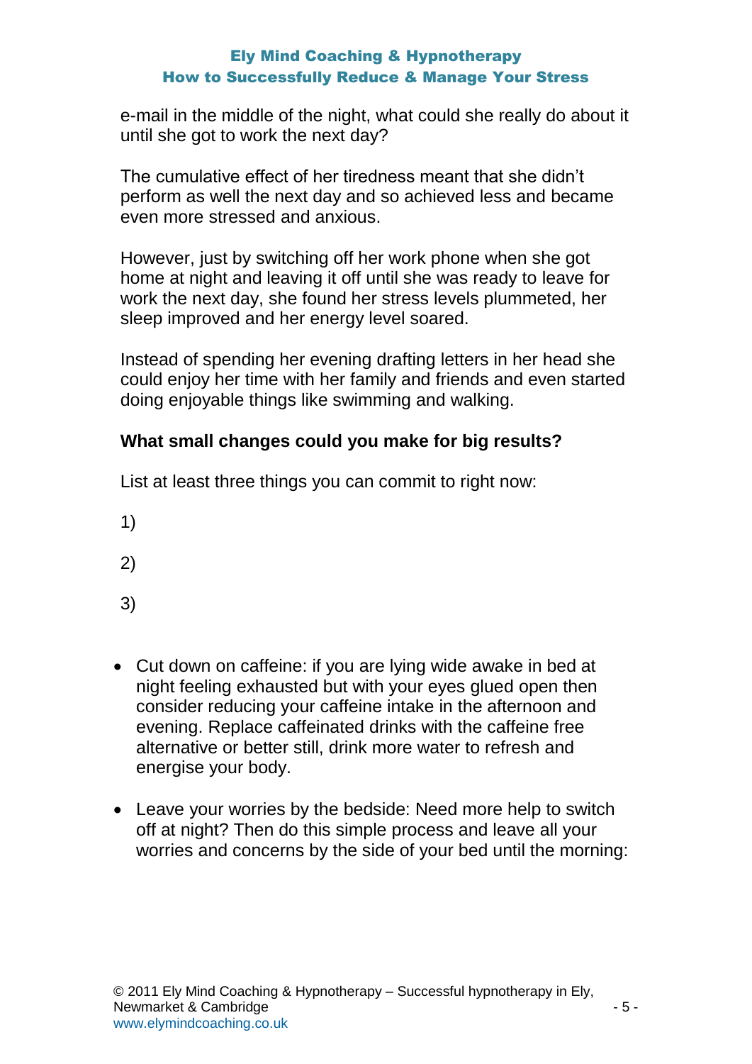e-mail in the middle of the night, what could she really do about it until she got to work the next day?

The cumulative effect of her tiredness meant that she didn't perform as well the next day and so achieved less and became even more stressed and anxious.

However, just by switching off her work phone when she got home at night and leaving it off until she was ready to leave for work the next day, she found her stress levels plummeted, her sleep improved and her energy level soared.

Instead of spending her evening drafting letters in her head she could enjoy her time with her family and friends and even started doing enjoyable things like swimming and walking.

**What small changes could you make for big results?**

List at least three things you can commit to right now:

1)

2)

3)

- Cut down on caffeine: if you are lying wide awake in bed at night feeling exhausted but with your eyes glued open then consider reducing your caffeine intake in the afternoon and evening. Replace caffeinated drinks with the caffeine free alternative or better still, drink more water to refresh and energise your body.

- Leave your worries by the bedside: Need more help to switch off at night? Then do this simple process and leave all your worries and concerns by the side of your bed until the morning: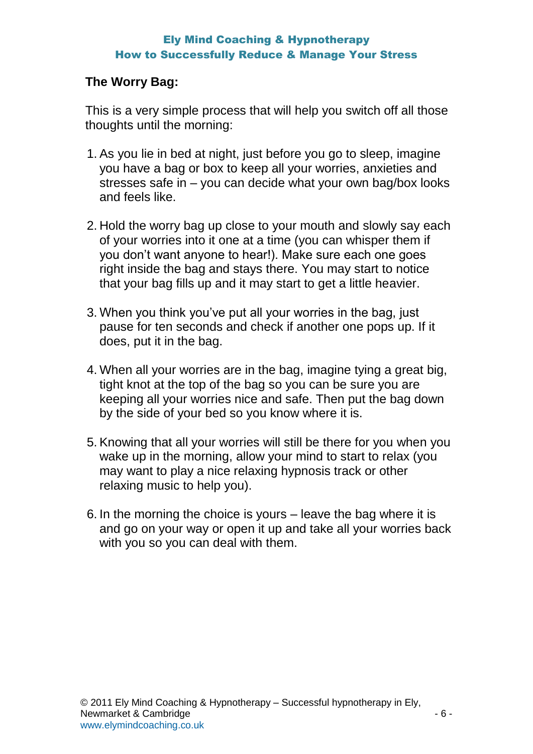## The Worry Bag:

This is a very simple process that will help you switch off all those thoughts until the morning:

1. As you lie in bed at night, just before you go to sleep, imagine you have a bag or box to keep all your worries, anxieties and stresses safe in – you can decide what your own bag/box looks and feels like.

2. Hold the worry bag up close to your mouth and slowly say each of your worries into it one at a time (you can whisper them if you don't want anyone to hear!). Make sure each one goes right inside the bag and stays there. You may start to notice that your bag fills up and it may start to get a little heavier.

3. When you think you've put all your worries in the bag, just pause for ten seconds and check if another one pops up. If it does, put it in the bag.

4. When all your worries are in the bag, imagine tying a great big, tight knot at the top of the bag so you can be sure you are keeping all your worries nice and safe. Then put the bag down by the side of your bed so you know where it is.

5. Knowing that all your worries will still be there for you when you wake up in the morning, allow your mind to start to relax (you may want to play a nice relaxing hypnosis track or other relaxing music to help you).

6. In the morning the choice is yours – leave the bag where it is and go on your way or open it up and take all your worries back with you so you can deal with them.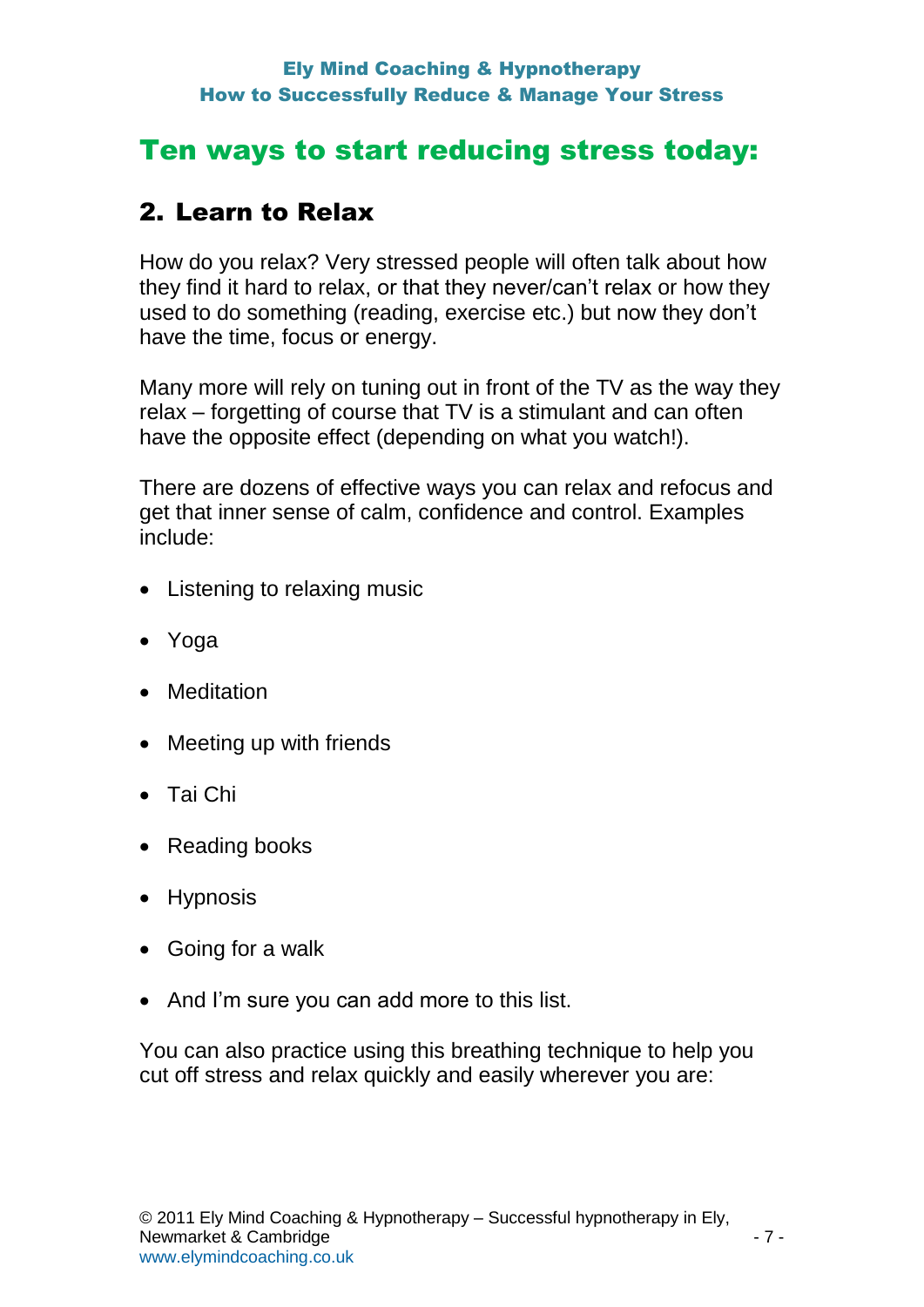## Ten ways to start reducing stress today:

### 2. Learn to Relax

How do you relax? Very stressed people will often talk about how they find it hard to relax, or that they never/can't relax or how they used to do something (reading, exercise etc.) but now they don't have the time, focus or energy.

Many more will rely on tuning out in front of the TV as the way they relax – forgetting of course that TV is a stimulant and can often have the opposite effect (depending on what you watch!).

There are dozens of effective ways you can relax and refocus and get that inner sense of calm, confidence and control. Examples include:

- Listening to relaxing music
- Yoga
- Meditation
- Meeting up with friends
- Tai Chi
- Reading books
- Hypnosis
- Going for a walk
- And I'm sure you can add more to this list.

You can also practice using this breathing technique to help you cut off stress and relax quickly and easily wherever you are: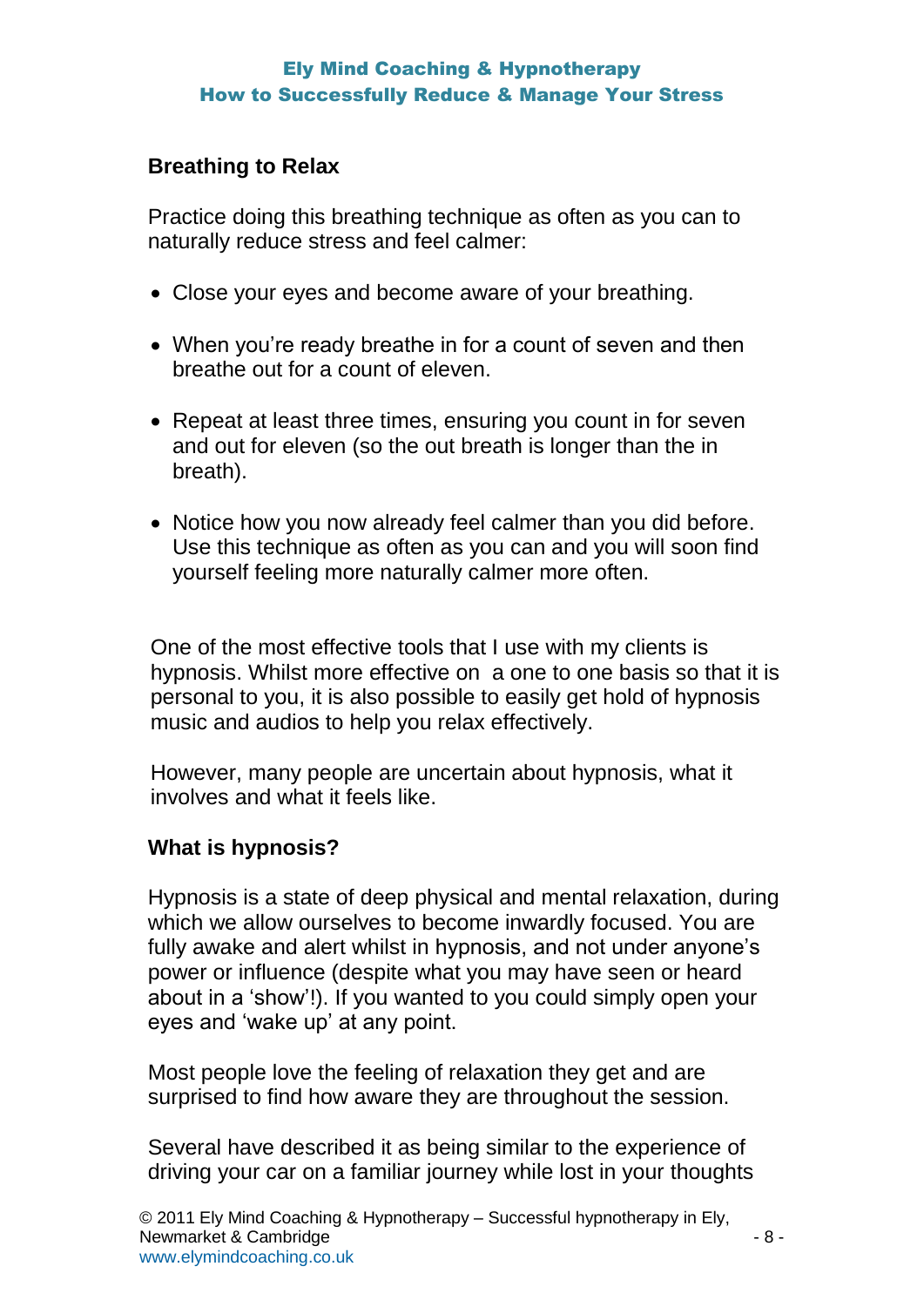## Breathing to Relax

Practice doing this breathing technique as often as you can to naturally reduce stress and feel calmer:

- Close your eyes and become aware of your breathing.
- When you're ready breathe in for a count of seven and then breathe out for a count of eleven.
- Repeat at least three times, ensuring you count in for seven and out for eleven (so the out breath is longer than the in breath).
- Notice how you now already feel calmer than you did before. Use this technique as often as you can and you will soon find yourself feeling more naturally calmer more often.

One of the most effective tools that I use with my clients is hypnosis. Whilst more effective on a one to one basis so that it is personal to you, it is also possible to easily get hold of hypnosis music and audios to help you relax effectively.

However, many people are uncertain about hypnosis, what it involves and what it feels like.

## What is hypnosis?

Hypnosis is a state of deep physical and mental relaxation, during which we allow ourselves to become inwardly focused. You are fully awake and alert whilst in hypnosis, and not under anyone's power or influence (despite what you may have seen or heard about in a 'show'!). If you wanted to you could simply open your eyes and 'wake up' at any point.

Most people love the feeling of relaxation they get and are surprised to find how aware they are throughout the session.

Several have described it as being similar to the experience of driving your car on a familiar journey while lost in your thoughts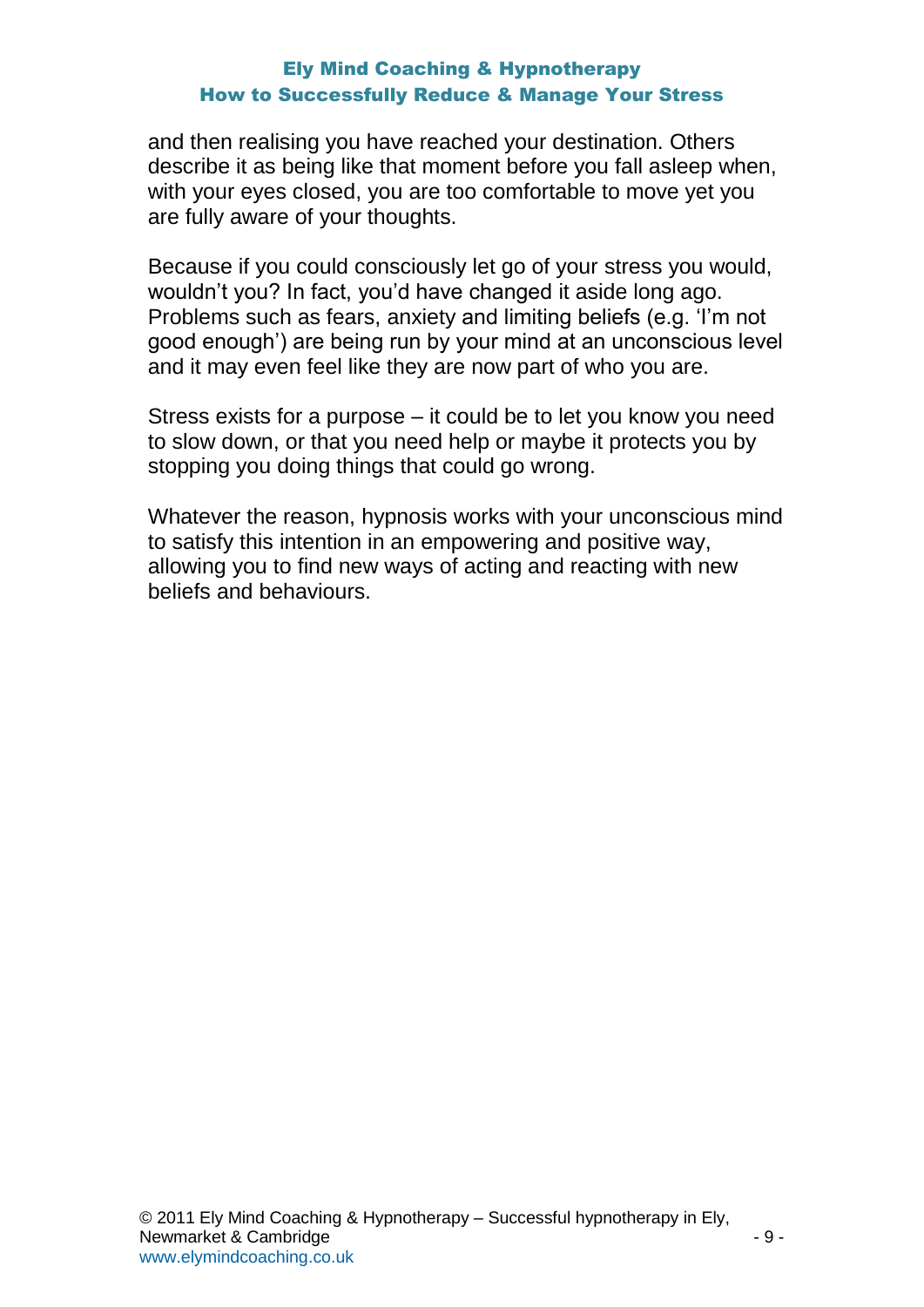and then realising you have reached your destination. Others describe it as being like that moment before you fall asleep when, with your eyes closed, you are too comfortable to move yet you are fully aware of your thoughts.

Because if you could consciously let go of your stress you would, wouldn't you? In fact, you'd have changed it aside long ago. Problems such as fears, anxiety and limiting beliefs (e.g. 'I'm not good enough') are being run by your mind at an unconscious level and it may even feel like they are now part of who you are.

Stress exists for a purpose – it could be to let you know you need to slow down, or that you need help or maybe it protects you by stopping you doing things that could go wrong.

Whatever the reason, hypnosis works with your unconscious mind to satisfy this intention in an empowering and positive way, allowing you to find new ways of acting and reacting with new beliefs and behaviours.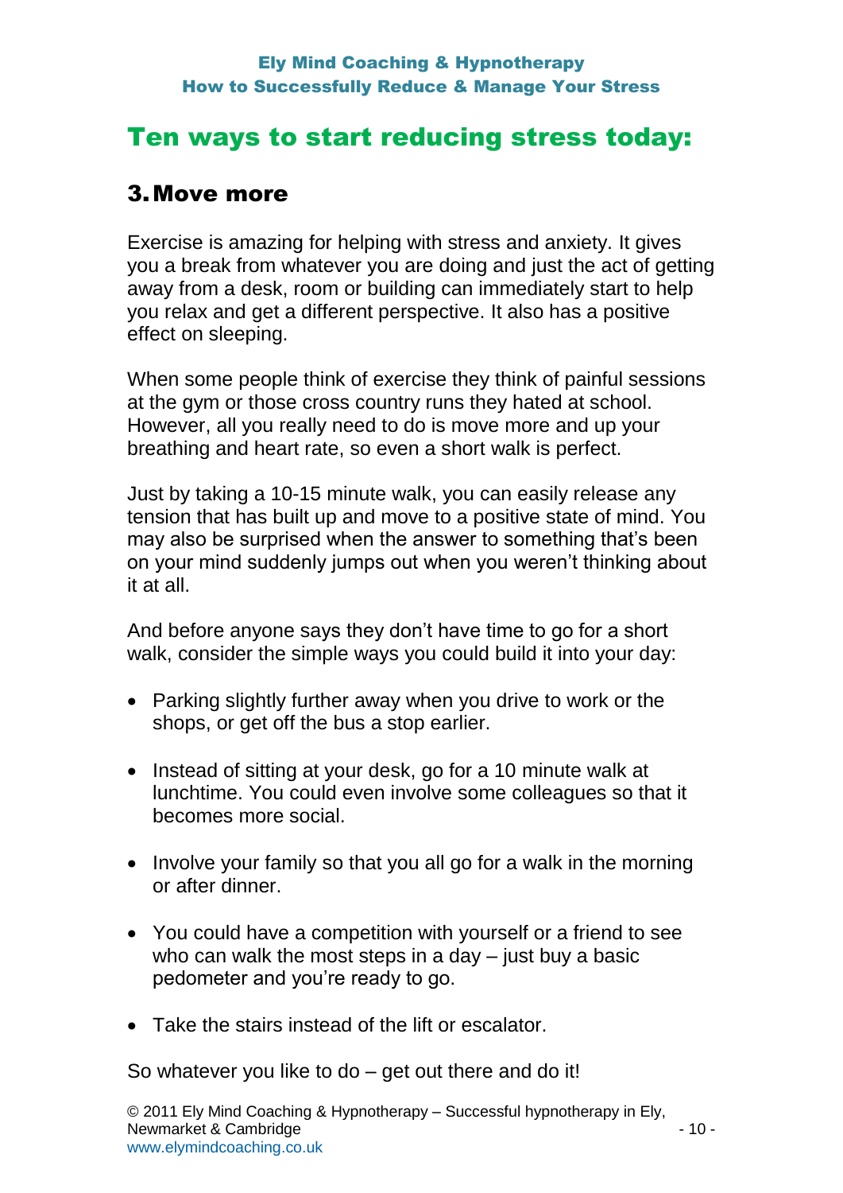## Ten ways to start reducing stress today:

### 3. Move more

Exercise is amazing for helping with stress and anxiety. It gives you a break from whatever you are doing and just the act of getting away from a desk, room or building can immediately start to help you relax and get a different perspective. It also has a positive effect on sleeping.

When some people think of exercise they think of painful sessions at the gym or those cross country runs they hated at school. However, all you really need to do is move more and up your breathing and heart rate, so even a short walk is perfect.

Just by taking a 10-15 minute walk, you can easily release any tension that has built up and move to a positive state of mind. You may also be surprised when the answer to something that's been on your mind suddenly jumps out when you weren't thinking about it at all.

And before anyone says they don't have time to go for a short walk, consider the simple ways you could build it into your day:

- Parking slightly further away when you drive to work or the shops, or get off the bus a stop earlier.
- Instead of sitting at your desk, go for a 10 minute walk at lunchtime. You could even involve some colleagues so that it becomes more social.
- Involve your family so that you all go for a walk in the morning or after dinner.
- You could have a competition with yourself or a friend to see who can walk the most steps in a day – just buy a basic pedometer and you're ready to go.
- Take the stairs instead of the lift or escalator.

So whatever you like to do – get out there and do it!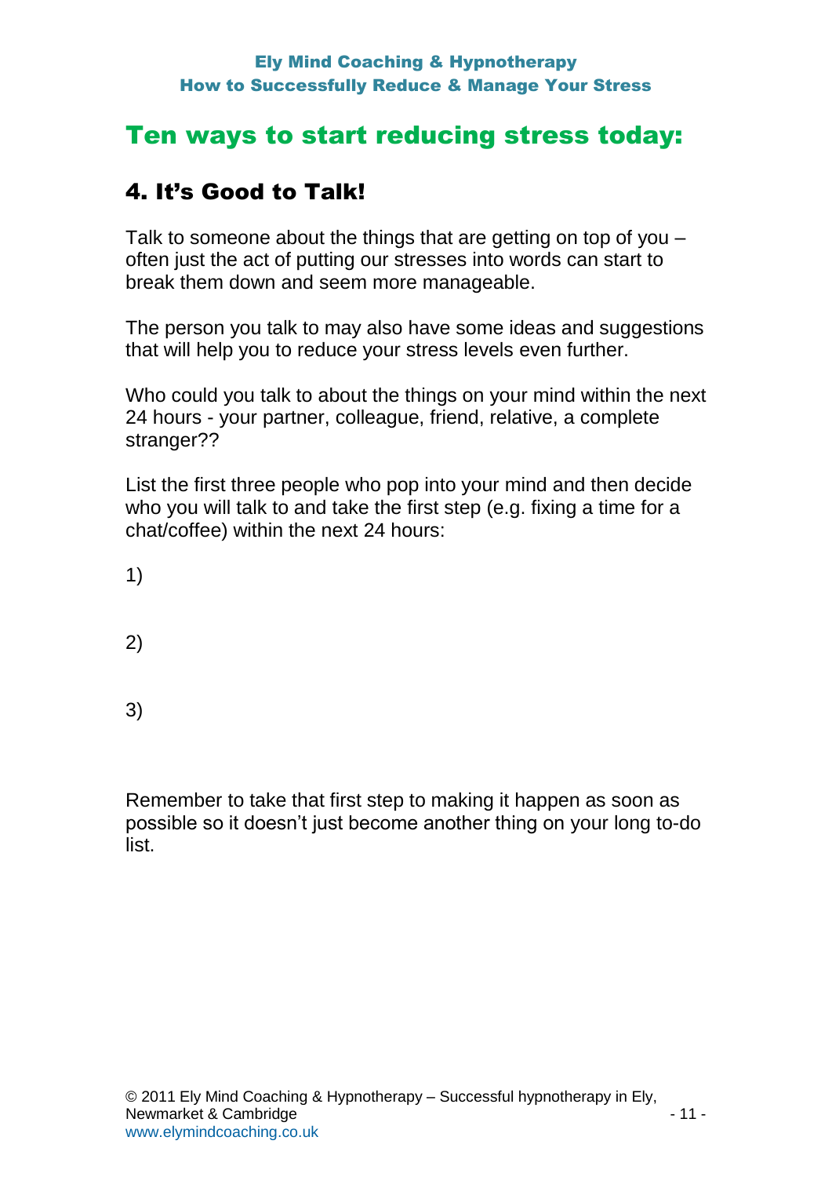# Ten ways to start reducing stress today:

## 4. It's Good to Talk!

Talk to someone about the things that are getting on top of you – often just the act of putting our stresses into words can start to break them down and seem more manageable.

The person you talk to may also have some ideas and suggestions that will help you to reduce your stress levels even further.

Who could you talk to about the things on your mind within the next 24 hours - your partner, colleague, friend, relative, a complete stranger??

List the first three people who pop into your mind and then decide who you will talk to and take the first step (e.g. fixing a time for a chat/coffee) within the next 24 hours:

1)

2)

3)

Remember to take that first step to making it happen as soon as possible so it doesn't just become another thing on your long to-do list.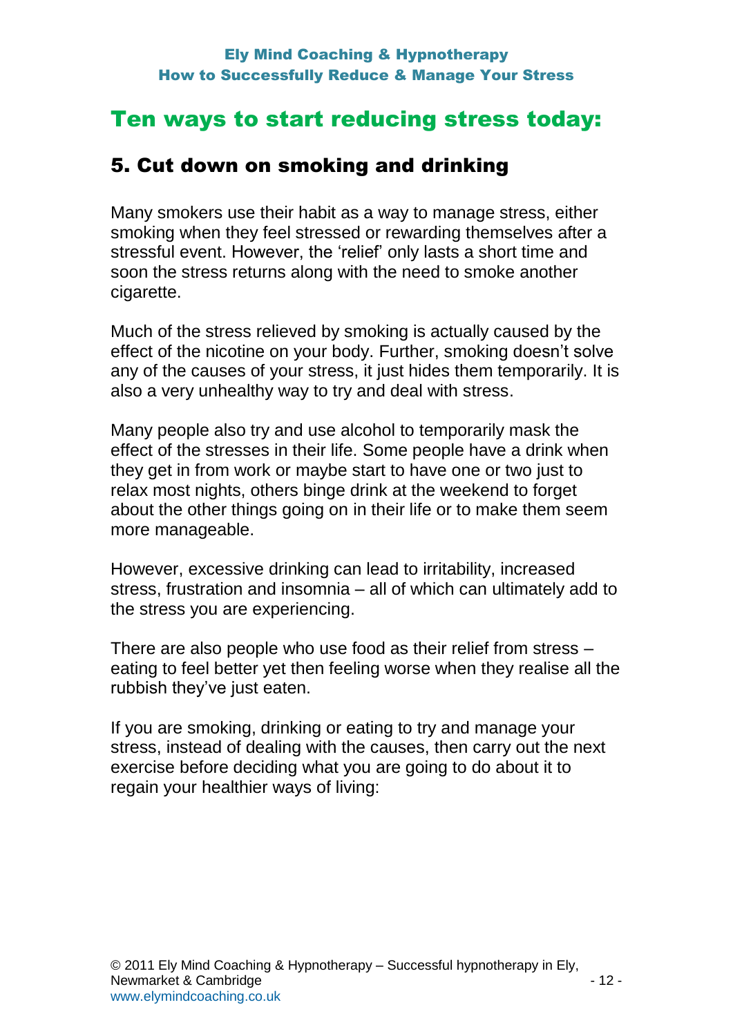# Ten ways to start reducing stress today:

## 5. Cut down on smoking and drinking

Many smokers use their habit as a way to manage stress, either smoking when they feel stressed or rewarding themselves after a stressful event. However, the 'relief' only lasts a short time and soon the stress returns along with the need to smoke another cigarette.

Much of the stress relieved by smoking is actually caused by the effect of the nicotine on your body. Further, smoking doesn't solve any of the causes of your stress, it just hides them temporarily. It is also a very unhealthy way to try and deal with stress.

Many people also try and use alcohol to temporarily mask the effect of the stresses in their life. Some people have a drink when they get in from work or maybe start to have one or two just to relax most nights, others binge drink at the weekend to forget about the other things going on in their life or to make them seem more manageable.

However, excessive drinking can lead to irritability, increased stress, frustration and insomnia – all of which can ultimately add to the stress you are experiencing.

There are also people who use food as their relief from stress – eating to feel better yet then feeling worse when they realise all the rubbish they've just eaten.

If you are smoking, drinking or eating to try and manage your stress, instead of dealing with the causes, then carry out the next exercise before deciding what you are going to do about it to regain your healthier ways of living: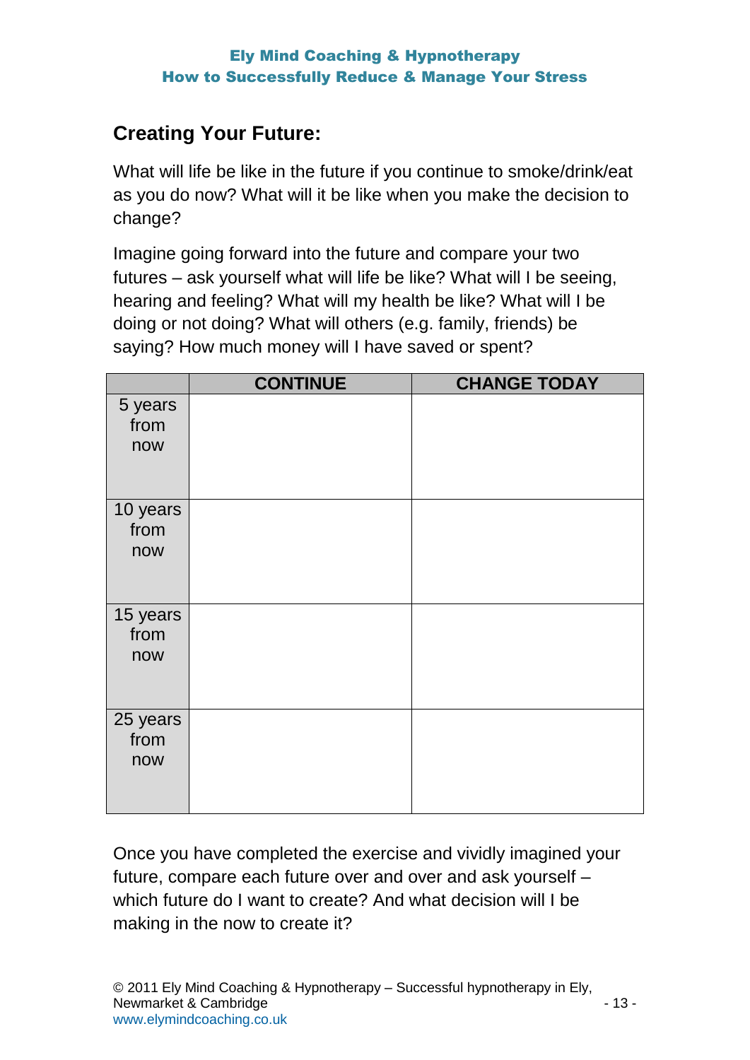## Creating Your Future:

What will life be like in the future if you continue to smoke/drink/eat as you do now? What will it be like when you make the decision to change?

Imagine going forward into the future and compare your two futures – ask yourself what will life be like? What will I be seeing, hearing and feeling? What will my health be like? What will I be doing or not doing? What will others (e.g. family, friends) be saying? How much money will I have saved or spent?

| | CONTINUE | CHANGE TODAY |
|---|---|---|
| 5 years from now | | |
| 10 years from now | | |
| 15 years from now | | |
| 25 years from now | | |

Once you have completed the exercise and vividly imagined your future, compare each future over and over and ask yourself – which future do I want to create? And what decision will I be making in the now to create it?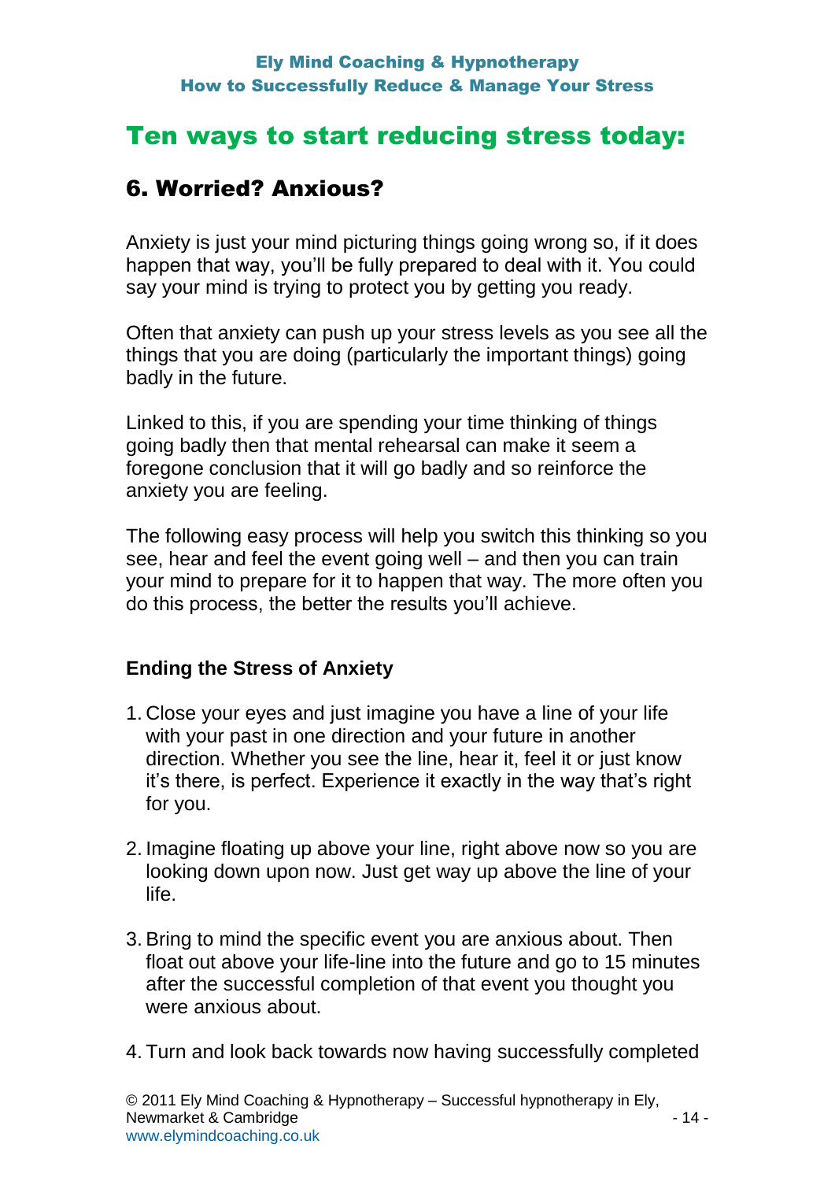# Ten ways to start reducing stress today:

## 6. Worried? Anxious?

Anxiety is just your mind picturing things going wrong so, if it does happen that way, you'll be fully prepared to deal with it. You could say your mind is trying to protect you by getting you ready.

Often that anxiety can push up your stress levels as you see all the things that you are doing (particularly the important things) going badly in the future.

Linked to this, if you are spending your time thinking of things going badly then that mental rehearsal can make it seem a foregone conclusion that it will go badly and so reinforce the anxiety you are feeling.

The following easy process will help you switch this thinking so you see, hear and feel the event going well – and then you can train your mind to prepare for it to happen that way. The more often you do this process, the better the results you'll achieve.

### Ending the Stress of Anxiety

1. Close your eyes and just imagine you have a line of your life with your past in one direction and your future in another direction. Whether you see the line, hear it, feel it or just know it's there, is perfect. Experience it exactly in the way that's right for you.

2. Imagine floating up above your line, right above now so you are looking down upon now. Just get way up above the line of your life.

3. Bring to mind the specific event you are anxious about. Then float out above your life-line into the future and go to 15 minutes after the successful completion of that event you thought you were anxious about.

4. Turn and look back towards now having successfully completed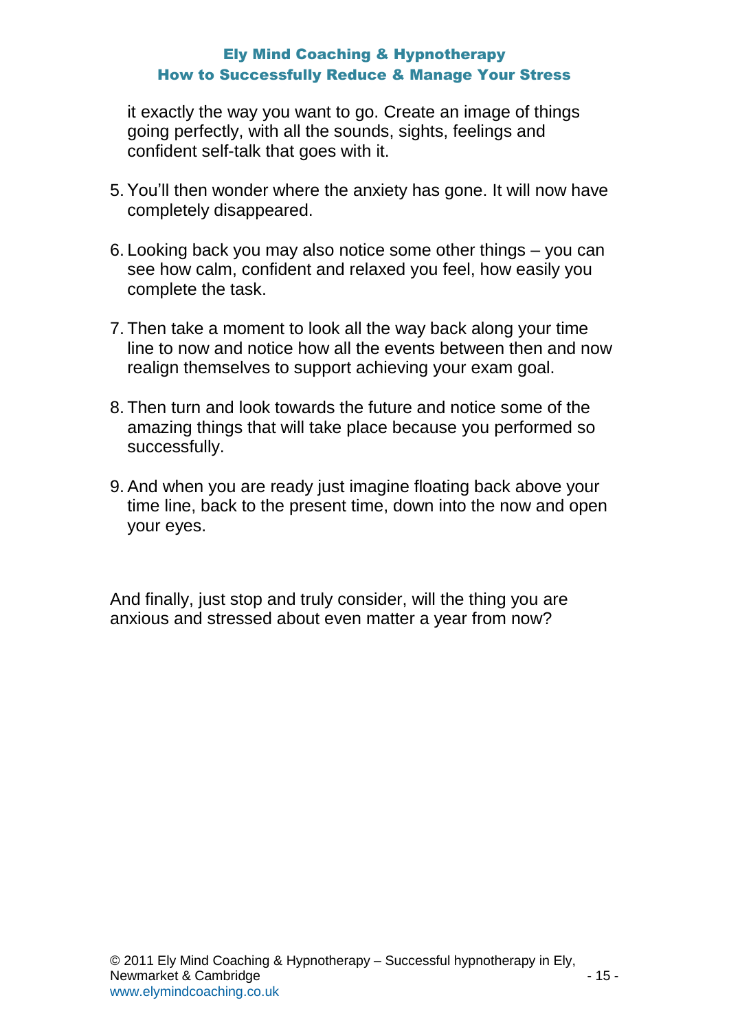it exactly the way you want to go. Create an image of things going perfectly, with all the sounds, sights, feelings and confident self-talk that goes with it.

5. You'll then wonder where the anxiety has gone. It will now have completely disappeared.

6. Looking back you may also notice some other things – you can see how calm, confident and relaxed you feel, how easily you complete the task.

7. Then take a moment to look all the way back along your time line to now and notice how all the events between then and now realign themselves to support achieving your exam goal.

8. Then turn and look towards the future and notice some of the amazing things that will take place because you performed so successfully.

9. And when you are ready just imagine floating back above your time line, back to the present time, down into the now and open your eyes.

And finally, just stop and truly consider, will the thing you are anxious and stressed about even matter a year from now?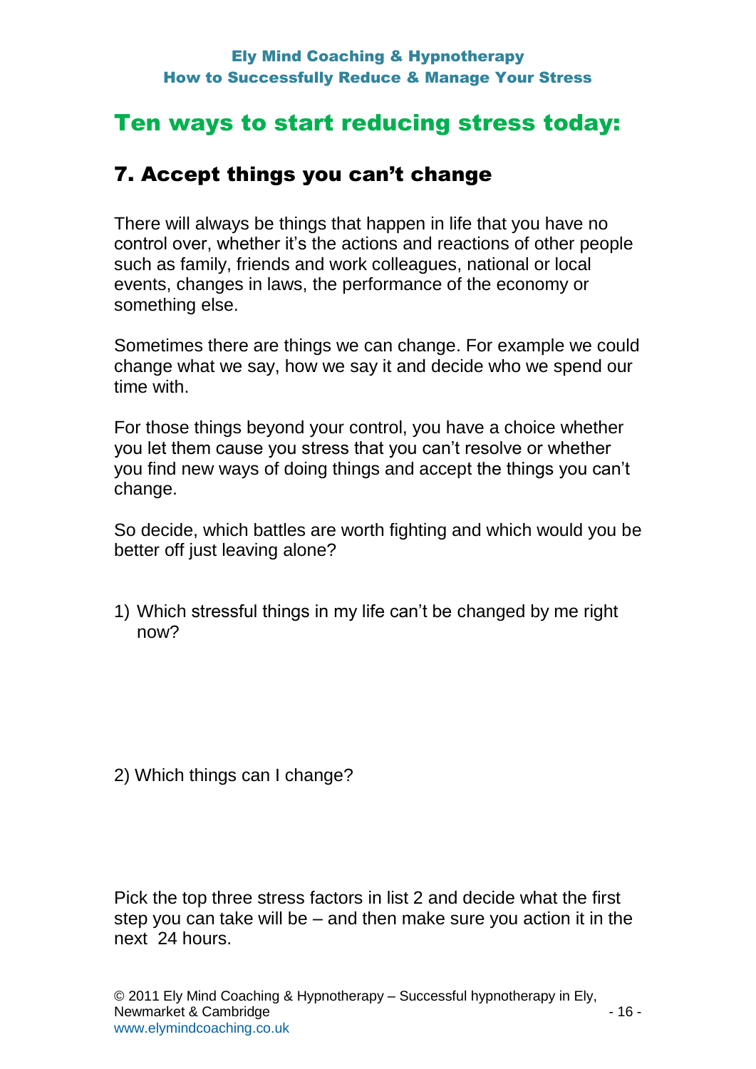# Ten ways to start reducing stress today:

## 7. Accept things you can't change

There will always be things that happen in life that you have no control over, whether it's the actions and reactions of other people such as family, friends and work colleagues, national or local events, changes in laws, the performance of the economy or something else.

Sometimes there are things we can change. For example we could change what we say, how we say it and decide who we spend our time with.

For those things beyond your control, you have a choice whether you let them cause you stress that you can't resolve or whether you find new ways of doing things and accept the things you can't change.

So decide, which battles are worth fighting and which would you be better off just leaving alone?

1) Which stressful things in my life can't be changed by me right now?

2) Which things can I change?

Pick the top three stress factors in list 2 and decide what the first step you can take will be – and then make sure you action it in the next 24 hours.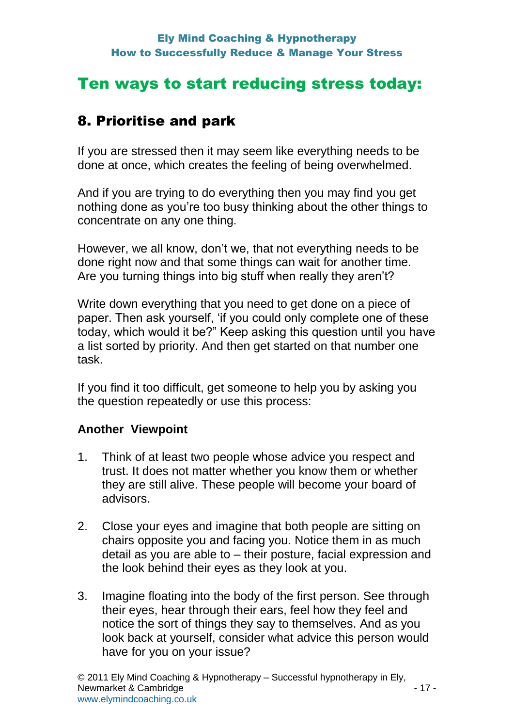## Ten ways to start reducing stress today:

### 8. Prioritise and park

If you are stressed then it may seem like everything needs to be done at once, which creates the feeling of being overwhelmed.

And if you are trying to do everything then you may find you get nothing done as you're too busy thinking about the other things to concentrate on any one thing.

However, we all know, don't we, that not everything needs to be done right now and that some things can wait for another time. Are you turning things into big stuff when really they aren't?

Write down everything that you need to get done on a piece of paper. Then ask yourself, 'if you could only complete one of these today, which would it be?" Keep asking this question until you have a list sorted by priority. And then get started on that number one task.

If you find it too difficult, get someone to help you by asking you the question repeatedly or use this process:

**Another Viewpoint**

1. Think of at least two people whose advice you respect and trust. It does not matter whether you know them or whether they are still alive. These people will become your board of advisors.

2. Close your eyes and imagine that both people are sitting on chairs opposite you and facing you. Notice them in as much detail as you are able to – their posture, facial expression and the look behind their eyes as they look at you.

3. Imagine floating into the body of the first person. See through their eyes, hear through their ears, feel how they feel and notice the sort of things they say to themselves. And as you look back at yourself, consider what advice this person would have for you on your issue?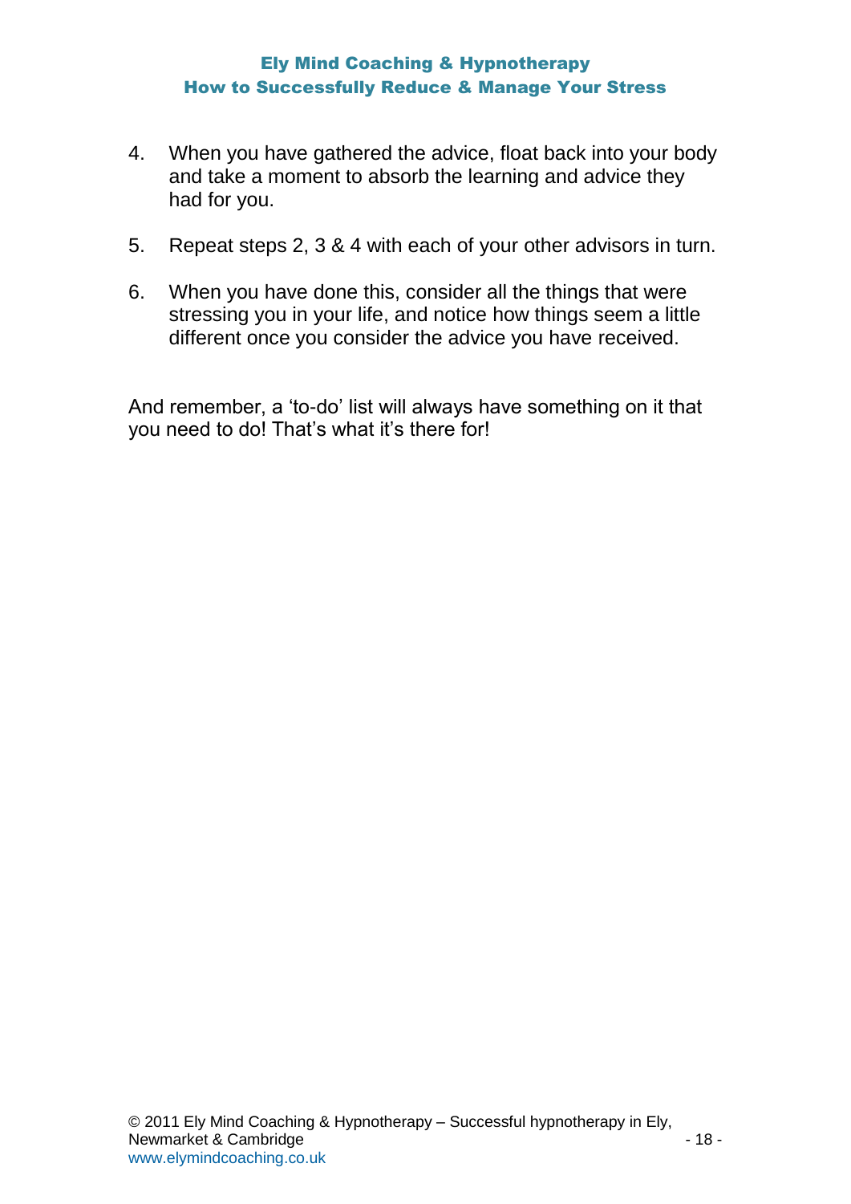4. When you have gathered the advice, float back into your body and take a moment to absorb the learning and advice they had for you.

5. Repeat steps 2, 3 & 4 with each of your other advisors in turn.

6. When you have done this, consider all the things that were stressing you in your life, and notice how things seem a little different once you consider the advice you have received.

And remember, a 'to-do' list will always have something on it that you need to do! That's what it's there for!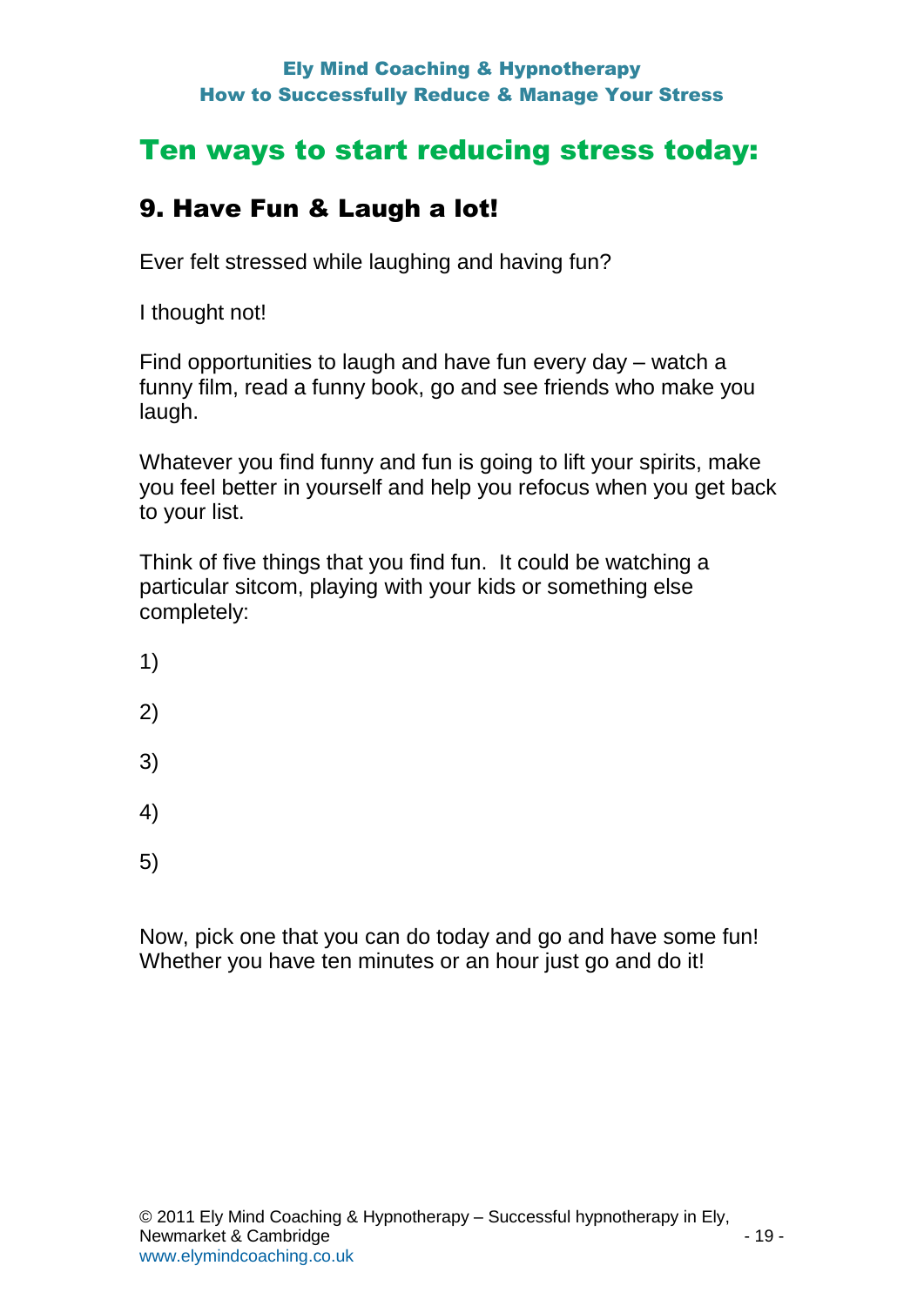# Ten ways to start reducing stress today:

## 9. Have Fun & Laugh a lot!

Ever felt stressed while laughing and having fun?

I thought not!

Find opportunities to laugh and have fun every day – watch a funny film, read a funny book, go and see friends who make you laugh.

Whatever you find funny and fun is going to lift your spirits, make you feel better in yourself and help you refocus when you get back to your list.

Think of five things that you find fun. It could be watching a particular sitcom, playing with your kids or something else completely:

1)

2)

3)

4)

5)

Now, pick one that you can do today and go and have some fun! Whether you have ten minutes or an hour just go and do it!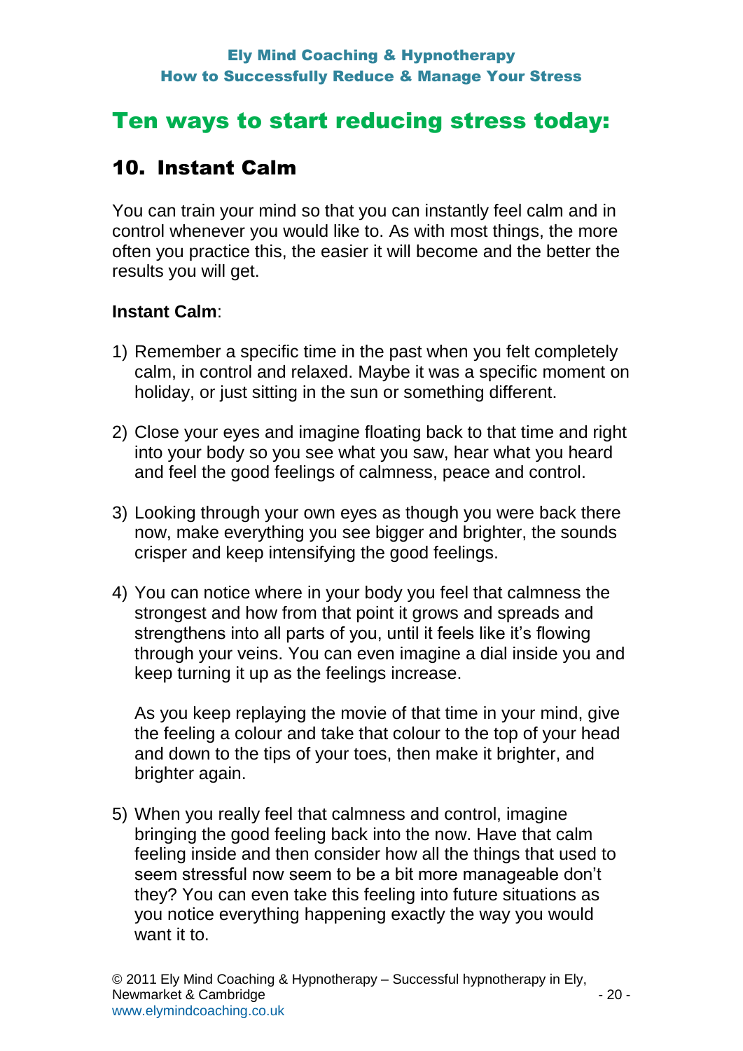## Ten ways to start reducing stress today:

### 10. Instant Calm

You can train your mind so that you can instantly feel calm and in control whenever you would like to. As with most things, the more often you practice this, the easier it will become and the better the results you will get.

**Instant Calm**:

1) Remember a specific time in the past when you felt completely calm, in control and relaxed. Maybe it was a specific moment on holiday, or just sitting in the sun or something different.

2) Close your eyes and imagine floating back to that time and right into your body so you see what you saw, hear what you heard and feel the good feelings of calmness, peace and control.

3) Looking through your own eyes as though you were back there now, make everything you see bigger and brighter, the sounds crisper and keep intensifying the good feelings.

4) You can notice where in your body you feel that calmness the strongest and how from that point it grows and spreads and strengthens into all parts of you, until it feels like it's flowing through your veins. You can even imagine a dial inside you and keep turning it up as the feelings increase.

   As you keep replaying the movie of that time in your mind, give the feeling a colour and take that colour to the top of your head and down to the tips of your toes, then make it brighter, and brighter again.

5) When you really feel that calmness and control, imagine bringing the good feeling back into the now. Have that calm feeling inside and then consider how all the things that used to seem stressful now seem to be a bit more manageable don't they? You can even take this feeling into future situations as you notice everything happening exactly the way you would want it to.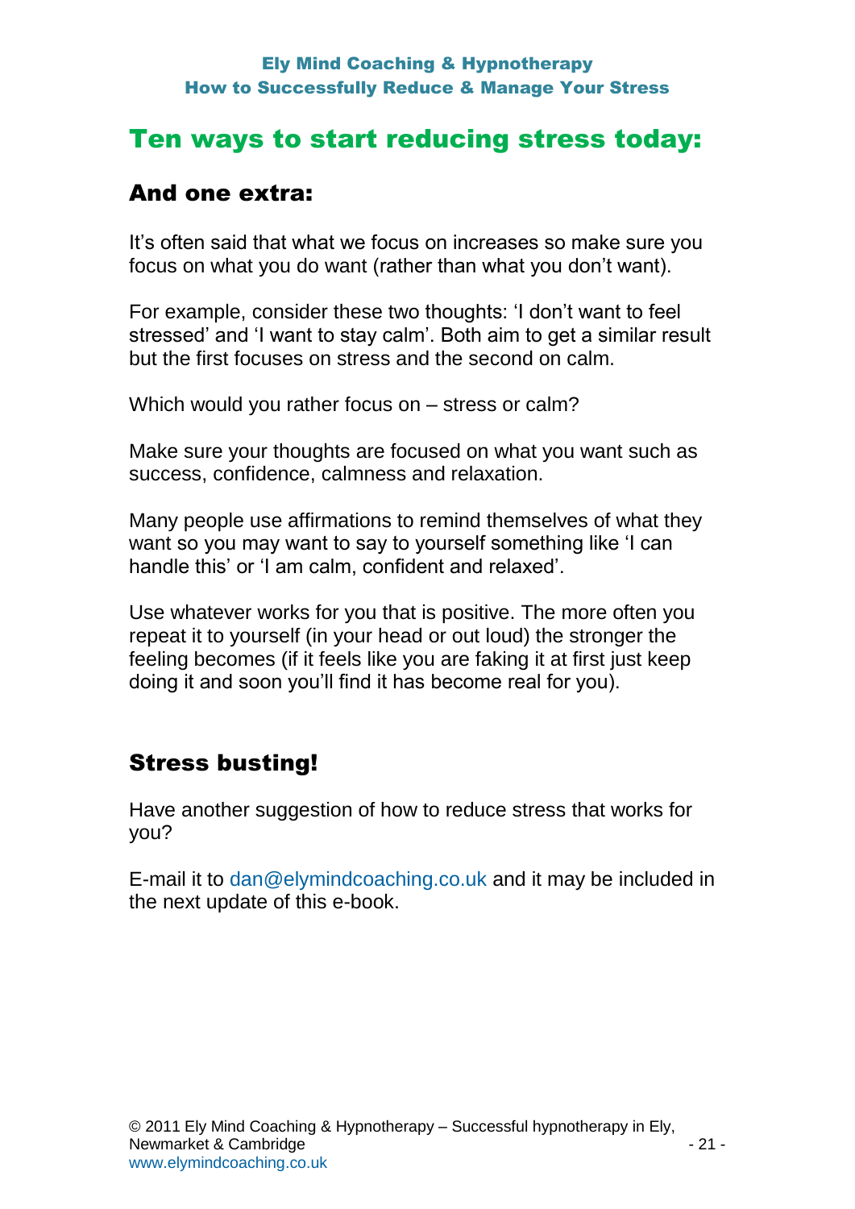## Ten ways to start reducing stress today:

### And one extra:

It's often said that what we focus on increases so make sure you focus on what you do want (rather than what you don't want).

For example, consider these two thoughts: 'I don't want to feel stressed' and 'I want to stay calm'. Both aim to get a similar result but the first focuses on stress and the second on calm.

Which would you rather focus on – stress or calm?

Make sure your thoughts are focused on what you want such as success, confidence, calmness and relaxation.

Many people use affirmations to remind themselves of what they want so you may want to say to yourself something like 'I can handle this' or 'I am calm, confident and relaxed'.

Use whatever works for you that is positive. The more often you repeat it to yourself (in your head or out loud) the stronger the feeling becomes (if it feels like you are faking it at first just keep doing it and soon you'll find it has become real for you).

### Stress busting!

Have another suggestion of how to reduce stress that works for you?

E-mail it to dan@elymindcoaching.co.uk and it may be included in the next update of this e-book.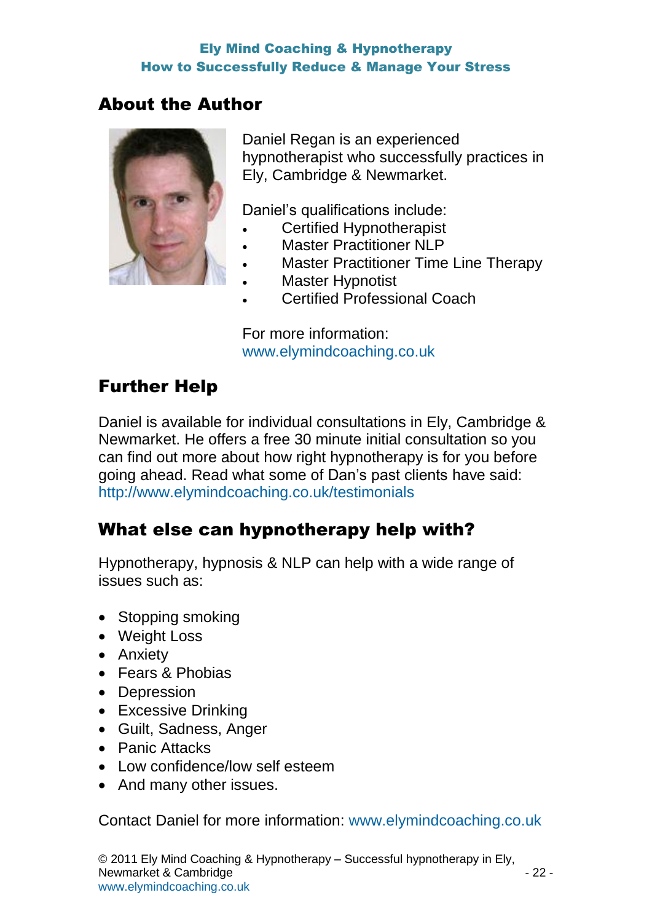## About the Author

Daniel Regan is an experienced hypnotherapist who successfully practices in Ely, Cambridge & Newmarket.

Daniel's qualifications include:

- Certified Hypnotherapist
- Master Practitioner NLP
- Master Practitioner Time Line Therapy
- Master Hypnotist
- Certified Professional Coach

For more information:
www.elymindcoaching.co.uk

## Further Help

Daniel is available for individual consultations in Ely, Cambridge & Newmarket. He offers a free 30 minute initial consultation so you can find out more about how right hypnotherapy is for you before going ahead. Read what some of Dan's past clients have said: http://www.elymindcoaching.co.uk/testimonials

## What else can hypnotherapy help with?

Hypnotherapy, hypnosis & NLP can help with a wide range of issues such as:

- Stopping smoking
- Weight Loss
- Anxiety
- Fears & Phobias
- Depression
- Excessive Drinking
- Guilt, Sadness, Anger
- Panic Attacks
- Low confidence/low self esteem
- And many other issues.

Contact Daniel for more information: www.elymindcoaching.co.uk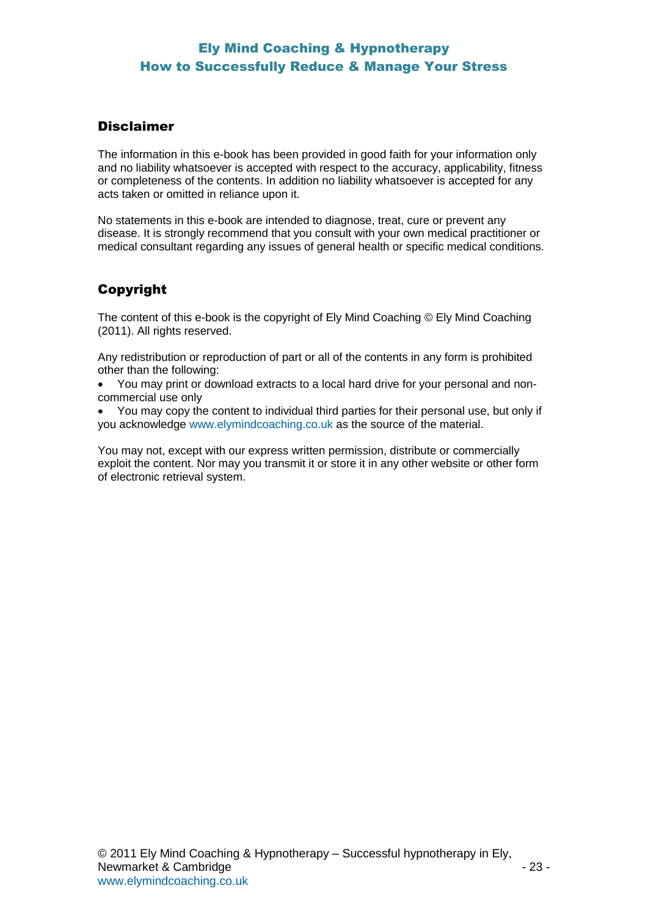## Disclaimer

The information in this e-book has been provided in good faith for your information only and no liability whatsoever is accepted with respect to the accuracy, applicability, fitness or completeness of the contents. In addition no liability whatsoever is accepted for any acts taken or omitted in reliance upon it.

No statements in this e-book are intended to diagnose, treat, cure or prevent any disease. It is strongly recommend that you consult with your own medical practitioner or medical consultant regarding any issues of general health or specific medical conditions.

## Copyright

The content of this e-book is the copyright of Ely Mind Coaching © Ely Mind Coaching (2011). All rights reserved.

Any redistribution or reproduction of part or all of the contents in any form is prohibited other than the following:

- You may print or download extracts to a local hard drive for your personal and non-commercial use only
- You may copy the content to individual third parties for their personal use, but only if you acknowledge www.elymindcoaching.co.uk as the source of the material.

You may not, except with our express written permission, distribute or commercially exploit the content. Nor may you transmit it or store it in any other website or other form of electronic retrieval system.